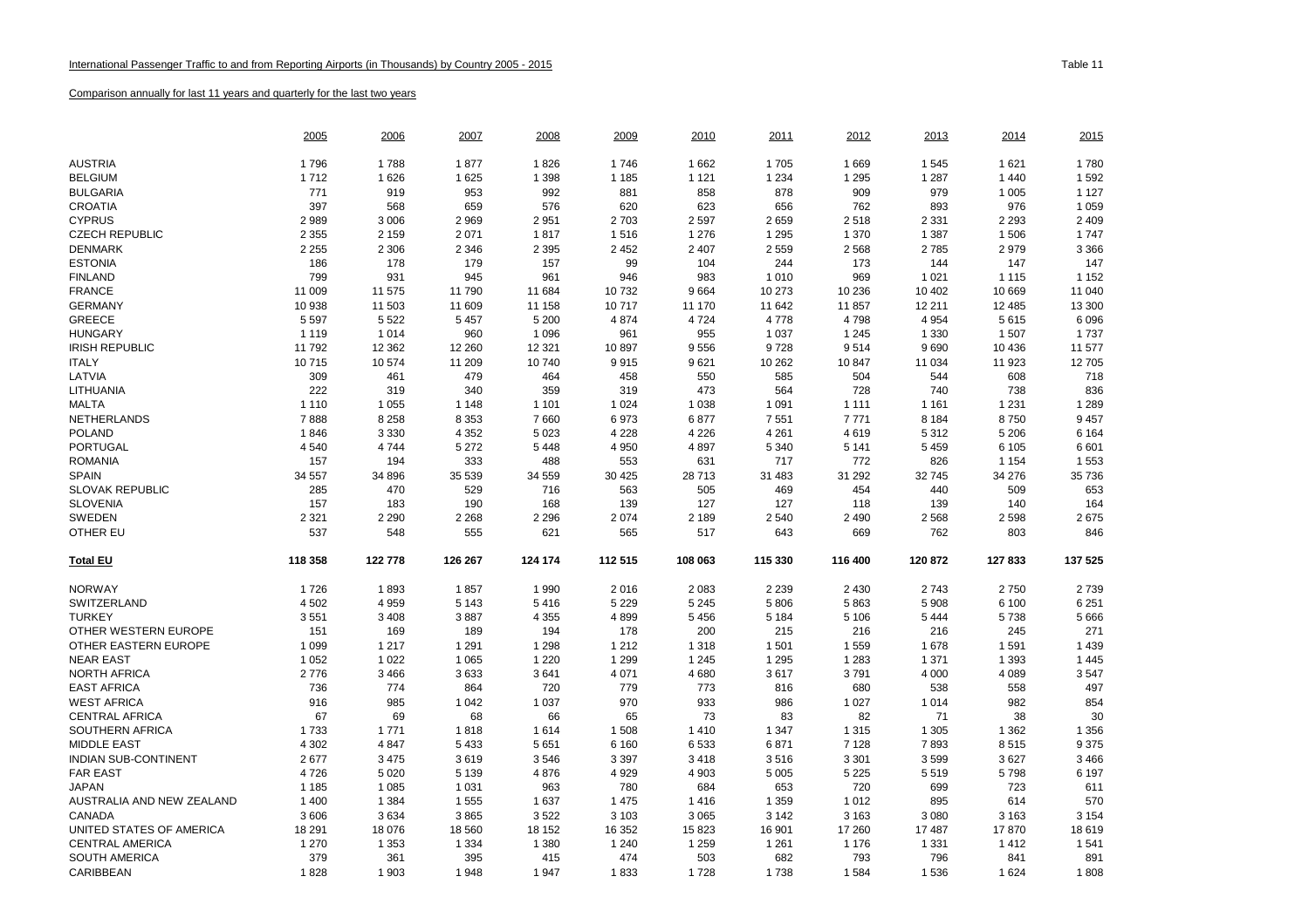International Passenger Traffic to and from Reporting Airports (in Thousands) by Country 2005 - 2015

Table 11

Comparison annually for last 11 years and quarterly for the last two years

| | 2005 | 2006 | 2007 | 2008 | 2009 | 2010 | 2011 | 2012 | 2013 | 2014 | 2015 |
|---|---|---|---|---|---|---|---|---|---|---|---|
| AUSTRIA | 1 796 | 1 788 | 1 877 | 1 826 | 1 746 | 1 662 | 1 705 | 1 669 | 1 545 | 1 621 | 1 780 |
| BELGIUM | 1 712 | 1 626 | 1 625 | 1 398 | 1 185 | 1 121 | 1 234 | 1 295 | 1 287 | 1 440 | 1 592 |
| BULGARIA | 771 | 919 | 953 | 992 | 881 | 858 | 878 | 909 | 979 | 1 005 | 1 127 |
| CROATIA | 397 | 568 | 659 | 576 | 620 | 623 | 656 | 762 | 893 | 976 | 1 059 |
| CYPRUS | 2 989 | 3 006 | 2 969 | 2 951 | 2 703 | 2 597 | 2 659 | 2 518 | 2 331 | 2 293 | 2 409 |
| CZECH REPUBLIC | 2 355 | 2 159 | 2 071 | 1 817 | 1 516 | 1 276 | 1 295 | 1 370 | 1 387 | 1 506 | 1 747 |
| DENMARK | 2 255 | 2 306 | 2 346 | 2 395 | 2 452 | 2 407 | 2 559 | 2 568 | 2 785 | 2 979 | 3 366 |
| ESTONIA | 186 | 178 | 179 | 157 | 99 | 104 | 244 | 173 | 144 | 147 | 147 |
| FINLAND | 799 | 931 | 945 | 961 | 946 | 983 | 1 010 | 969 | 1 021 | 1 115 | 1 152 |
| FRANCE | 11 009 | 11 575 | 11 790 | 11 684 | 10 732 | 9 664 | 10 273 | 10 236 | 10 402 | 10 669 | 11 040 |
| GERMANY | 10 938 | 11 503 | 11 609 | 11 158 | 10 717 | 11 170 | 11 642 | 11 857 | 12 211 | 12 485 | 13 300 |
| GREECE | 5 597 | 5 522 | 5 457 | 5 200 | 4 874 | 4 724 | 4 778 | 4 798 | 4 954 | 5 615 | 6 096 |
| HUNGARY | 1 119 | 1 014 | 960 | 1 096 | 961 | 955 | 1 037 | 1 245 | 1 330 | 1 507 | 1 737 |
| IRISH REPUBLIC | 11 792 | 12 362 | 12 260 | 12 321 | 10 897 | 9 556 | 9 728 | 9 514 | 9 690 | 10 436 | 11 577 |
| ITALY | 10 715 | 10 574 | 11 209 | 10 740 | 9 915 | 9 621 | 10 262 | 10 847 | 11 034 | 11 923 | 12 705 |
| LATVIA | 309 | 461 | 479 | 464 | 458 | 550 | 585 | 504 | 544 | 608 | 718 |
| LITHUANIA | 222 | 319 | 340 | 359 | 319 | 473 | 564 | 728 | 740 | 738 | 836 |
| MALTA | 1 110 | 1 055 | 1 148 | 1 101 | 1 024 | 1 038 | 1 091 | 1 111 | 1 161 | 1 231 | 1 289 |
| NETHERLANDS | 7 888 | 8 258 | 8 353 | 7 660 | 6 973 | 6 877 | 7 551 | 7 771 | 8 184 | 8 750 | 9 457 |
| POLAND | 1 846 | 3 330 | 4 352 | 5 023 | 4 228 | 4 226 | 4 261 | 4 619 | 5 312 | 5 206 | 6 164 |
| PORTUGAL | 4 540 | 4 744 | 5 272 | 5 448 | 4 950 | 4 897 | 5 340 | 5 141 | 5 459 | 6 105 | 6 601 |
| ROMANIA | 157 | 194 | 333 | 488 | 553 | 631 | 717 | 772 | 826 | 1 154 | 1 553 |
| SPAIN | 34 557 | 34 896 | 35 539 | 34 559 | 30 425 | 28 713 | 31 483 | 31 292 | 32 745 | 34 276 | 35 736 |
| SLOVAK REPUBLIC | 285 | 470 | 529 | 716 | 563 | 505 | 469 | 454 | 440 | 509 | 653 |
| SLOVENIA | 157 | 183 | 190 | 168 | 139 | 127 | 127 | 118 | 139 | 140 | 164 |
| SWEDEN | 2 321 | 2 290 | 2 268 | 2 296 | 2 074 | 2 189 | 2 540 | 2 490 | 2 568 | 2 598 | 2 675 |
| OTHER EU | 537 | 548 | 555 | 621 | 565 | 517 | 643 | 669 | 762 | 803 | 846 |
| **Total EU** | **118 358** | **122 778** | **126 267** | **124 174** | **112 515** | **108 063** | **115 330** | **116 400** | **120 872** | **127 833** | **137 525** |
| NORWAY | 1 726 | 1 893 | 1 857 | 1 990 | 2 016 | 2 083 | 2 239 | 2 430 | 2 743 | 2 750 | 2 739 |
| SWITZERLAND | 4 502 | 4 959 | 5 143 | 5 416 | 5 229 | 5 245 | 5 806 | 5 863 | 5 908 | 6 100 | 6 251 |
| TURKEY | 3 551 | 3 408 | 3 887 | 4 355 | 4 899 | 5 456 | 5 184 | 5 106 | 5 444 | 5 738 | 5 666 |
| OTHER WESTERN EUROPE | 151 | 169 | 189 | 194 | 178 | 200 | 215 | 216 | 216 | 245 | 271 |
| OTHER EASTERN EUROPE | 1 099 | 1 217 | 1 291 | 1 298 | 1 212 | 1 318 | 1 501 | 1 559 | 1 678 | 1 591 | 1 439 |
| NEAR EAST | 1 052 | 1 022 | 1 065 | 1 220 | 1 299 | 1 245 | 1 295 | 1 283 | 1 371 | 1 393 | 1 445 |
| NORTH AFRICA | 2 776 | 3 466 | 3 633 | 3 641 | 4 071 | 4 680 | 3 617 | 3 791 | 4 000 | 4 089 | 3 547 |
| EAST AFRICA | 736 | 774 | 864 | 720 | 779 | 773 | 816 | 680 | 538 | 558 | 497 |
| WEST AFRICA | 916 | 985 | 1 042 | 1 037 | 970 | 933 | 986 | 1 027 | 1 014 | 982 | 854 |
| CENTRAL AFRICA | 67 | 69 | 68 | 66 | 65 | 73 | 83 | 82 | 71 | 38 | 30 |
| SOUTHERN AFRICA | 1 733 | 1 771 | 1 818 | 1 614 | 1 508 | 1 410 | 1 347 | 1 315 | 1 305 | 1 362 | 1 356 |
| MIDDLE EAST | 4 302 | 4 847 | 5 433 | 5 651 | 6 160 | 6 533 | 6 871 | 7 128 | 7 893 | 8 515 | 9 375 |
| INDIAN SUB-CONTINENT | 2 677 | 3 475 | 3 619 | 3 546 | 3 397 | 3 418 | 3 516 | 3 301 | 3 599 | 3 627 | 3 466 |
| FAR EAST | 4 726 | 5 020 | 5 139 | 4 876 | 4 929 | 4 903 | 5 005 | 5 225 | 5 519 | 5 798 | 6 197 |
| JAPAN | 1 185 | 1 085 | 1 031 | 963 | 780 | 684 | 653 | 720 | 699 | 723 | 611 |
| AUSTRALIA AND NEW ZEALAND | 1 400 | 1 384 | 1 555 | 1 637 | 1 475 | 1 416 | 1 359 | 1 012 | 895 | 614 | 570 |
| CANADA | 3 606 | 3 634 | 3 865 | 3 522 | 3 103 | 3 065 | 3 142 | 3 163 | 3 080 | 3 163 | 3 154 |
| UNITED STATES OF AMERICA | 18 291 | 18 076 | 18 560 | 18 152 | 16 352 | 15 823 | 16 901 | 17 260 | 17 487 | 17 870 | 18 619 |
| CENTRAL AMERICA | 1 270 | 1 353 | 1 334 | 1 380 | 1 240 | 1 259 | 1 261 | 1 176 | 1 331 | 1 412 | 1 541 |
| SOUTH AMERICA | 379 | 361 | 395 | 415 | 474 | 503 | 682 | 793 | 796 | 841 | 891 |
| CARIBBEAN | 1 828 | 1 903 | 1 948 | 1 947 | 1 833 | 1 728 | 1 738 | 1 584 | 1 536 | 1 624 | 1 808 |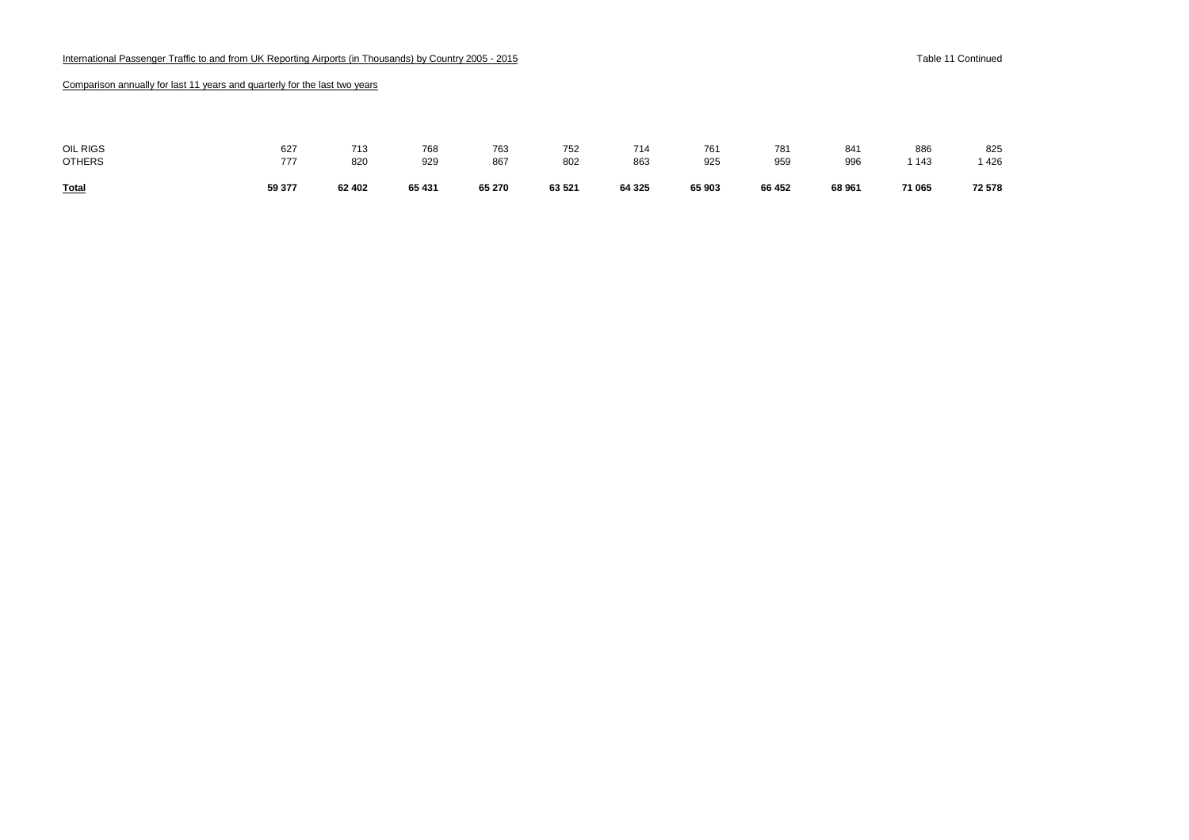International Passenger Traffic to and from UK Reporting Airports (in Thousands) by Country 2005 - 2015

Table 11 Continued

Comparison annually for last 11 years and quarterly for the last two years

| | | | | | | | | | | | |
|---|---|---|---|---|---|---|---|---|---|---|---|
| OIL RIGS | 627 | 713 | 768 | 763 | 752 | 714 | 761 | 781 | 841 | 886 | 825 |
| OTHERS | 777 | 820 | 929 | 867 | 802 | 863 | 925 | 959 | 996 | 1 143 | 1 426 |
| **Total** | **59 377** | **62 402** | **65 431** | **65 270** | **63 521** | **64 325** | **65 903** | **66 452** | **68 961** | **71 065** | **72 578** |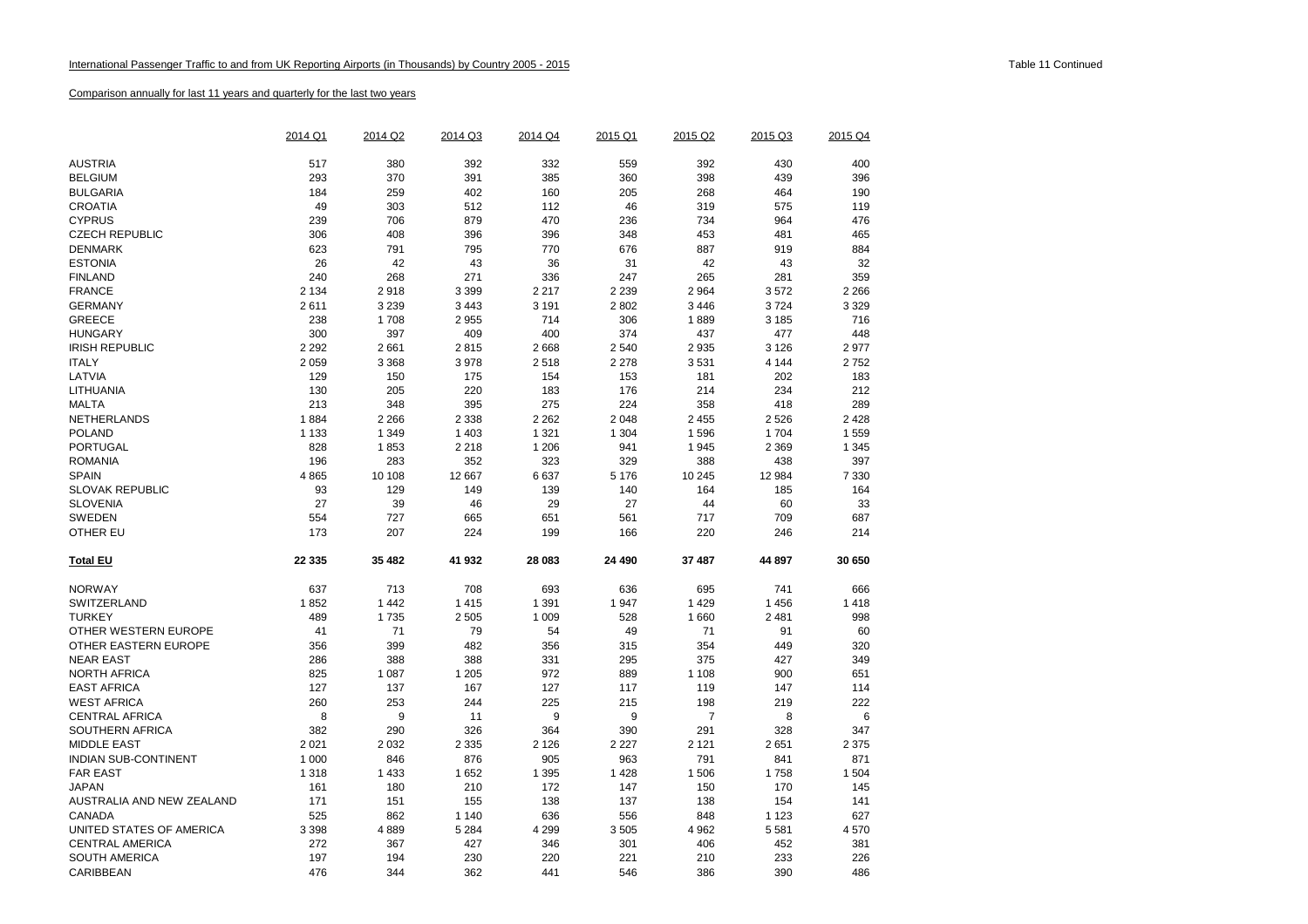International Passenger Traffic to and from UK Reporting Airports (in Thousands) by Country 2005 - 2015

Table 11 Continued

Comparison annually for last 11 years and quarterly for the last two years

| | 2014 Q1 | 2014 Q2 | 2014 Q3 | 2014 Q4 | 2015 Q1 | 2015 Q2 | 2015 Q3 | 2015 Q4 |
|---|---|---|---|---|---|---|---|---|
| AUSTRIA | 517 | 380 | 392 | 332 | 559 | 392 | 430 | 400 |
| BELGIUM | 293 | 370 | 391 | 385 | 360 | 398 | 439 | 396 |
| BULGARIA | 184 | 259 | 402 | 160 | 205 | 268 | 464 | 190 |
| CROATIA | 49 | 303 | 512 | 112 | 46 | 319 | 575 | 119 |
| CYPRUS | 239 | 706 | 879 | 470 | 236 | 734 | 964 | 476 |
| CZECH REPUBLIC | 306 | 408 | 396 | 396 | 348 | 453 | 481 | 465 |
| DENMARK | 623 | 791 | 795 | 770 | 676 | 887 | 919 | 884 |
| ESTONIA | 26 | 42 | 43 | 36 | 31 | 42 | 43 | 32 |
| FINLAND | 240 | 268 | 271 | 336 | 247 | 265 | 281 | 359 |
| FRANCE | 2 134 | 2 918 | 3 399 | 2 217 | 2 239 | 2 964 | 3 572 | 2 266 |
| GERMANY | 2 611 | 3 239 | 3 443 | 3 191 | 2 802 | 3 446 | 3 724 | 3 329 |
| GREECE | 238 | 1 708 | 2 955 | 714 | 306 | 1 889 | 3 185 | 716 |
| HUNGARY | 300 | 397 | 409 | 400 | 374 | 437 | 477 | 448 |
| IRISH REPUBLIC | 2 292 | 2 661 | 2 815 | 2 668 | 2 540 | 2 935 | 3 126 | 2 977 |
| ITALY | 2 059 | 3 368 | 3 978 | 2 518 | 2 278 | 3 531 | 4 144 | 2 752 |
| LATVIA | 129 | 150 | 175 | 154 | 153 | 181 | 202 | 183 |
| LITHUANIA | 130 | 205 | 220 | 183 | 176 | 214 | 234 | 212 |
| MALTA | 213 | 348 | 395 | 275 | 224 | 358 | 418 | 289 |
| NETHERLANDS | 1 884 | 2 266 | 2 338 | 2 262 | 2 048 | 2 455 | 2 526 | 2 428 |
| POLAND | 1 133 | 1 349 | 1 403 | 1 321 | 1 304 | 1 596 | 1 704 | 1 559 |
| PORTUGAL | 828 | 1 853 | 2 218 | 1 206 | 941 | 1 945 | 2 369 | 1 345 |
| ROMANIA | 196 | 283 | 352 | 323 | 329 | 388 | 438 | 397 |
| SPAIN | 4 865 | 10 108 | 12 667 | 6 637 | 5 176 | 10 245 | 12 984 | 7 330 |
| SLOVAK REPUBLIC | 93 | 129 | 149 | 139 | 140 | 164 | 185 | 164 |
| SLOVENIA | 27 | 39 | 46 | 29 | 27 | 44 | 60 | 33 |
| SWEDEN | 554 | 727 | 665 | 651 | 561 | 717 | 709 | 687 |
| OTHER EU | 173 | 207 | 224 | 199 | 166 | 220 | 246 | 214 |
| **Total EU** | **22 335** | **35 482** | **41 932** | **28 083** | **24 490** | **37 487** | **44 897** | **30 650** |
| NORWAY | 637 | 713 | 708 | 693 | 636 | 695 | 741 | 666 |
| SWITZERLAND | 1 852 | 1 442 | 1 415 | 1 391 | 1 947 | 1 429 | 1 456 | 1 418 |
| TURKEY | 489 | 1 735 | 2 505 | 1 009 | 528 | 1 660 | 2 481 | 998 |
| OTHER WESTERN EUROPE | 41 | 71 | 79 | 54 | 49 | 71 | 91 | 60 |
| OTHER EASTERN EUROPE | 356 | 399 | 482 | 356 | 315 | 354 | 449 | 320 |
| NEAR EAST | 286 | 388 | 388 | 331 | 295 | 375 | 427 | 349 |
| NORTH AFRICA | 825 | 1 087 | 1 205 | 972 | 889 | 1 108 | 900 | 651 |
| EAST AFRICA | 127 | 137 | 167 | 127 | 117 | 119 | 147 | 114 |
| WEST AFRICA | 260 | 253 | 244 | 225 | 215 | 198 | 219 | 222 |
| CENTRAL AFRICA | 8 | 9 | 11 | 9 | 9 | 7 | 8 | 6 |
| SOUTHERN AFRICA | 382 | 290 | 326 | 364 | 390 | 291 | 328 | 347 |
| MIDDLE EAST | 2 021 | 2 032 | 2 335 | 2 126 | 2 227 | 2 121 | 2 651 | 2 375 |
| INDIAN SUB-CONTINENT | 1 000 | 846 | 876 | 905 | 963 | 791 | 841 | 871 |
| FAR EAST | 1 318 | 1 433 | 1 652 | 1 395 | 1 428 | 1 506 | 1 758 | 1 504 |
| JAPAN | 161 | 180 | 210 | 172 | 147 | 150 | 170 | 145 |
| AUSTRALIA AND NEW ZEALAND | 171 | 151 | 155 | 138 | 137 | 138 | 154 | 141 |
| CANADA | 525 | 862 | 1 140 | 636 | 556 | 848 | 1 123 | 627 |
| UNITED STATES OF AMERICA | 3 398 | 4 889 | 5 284 | 4 299 | 3 505 | 4 962 | 5 581 | 4 570 |
| CENTRAL AMERICA | 272 | 367 | 427 | 346 | 301 | 406 | 452 | 381 |
| SOUTH AMERICA | 197 | 194 | 230 | 220 | 221 | 210 | 233 | 226 |
| CARIBBEAN | 476 | 344 | 362 | 441 | 546 | 386 | 390 | 486 |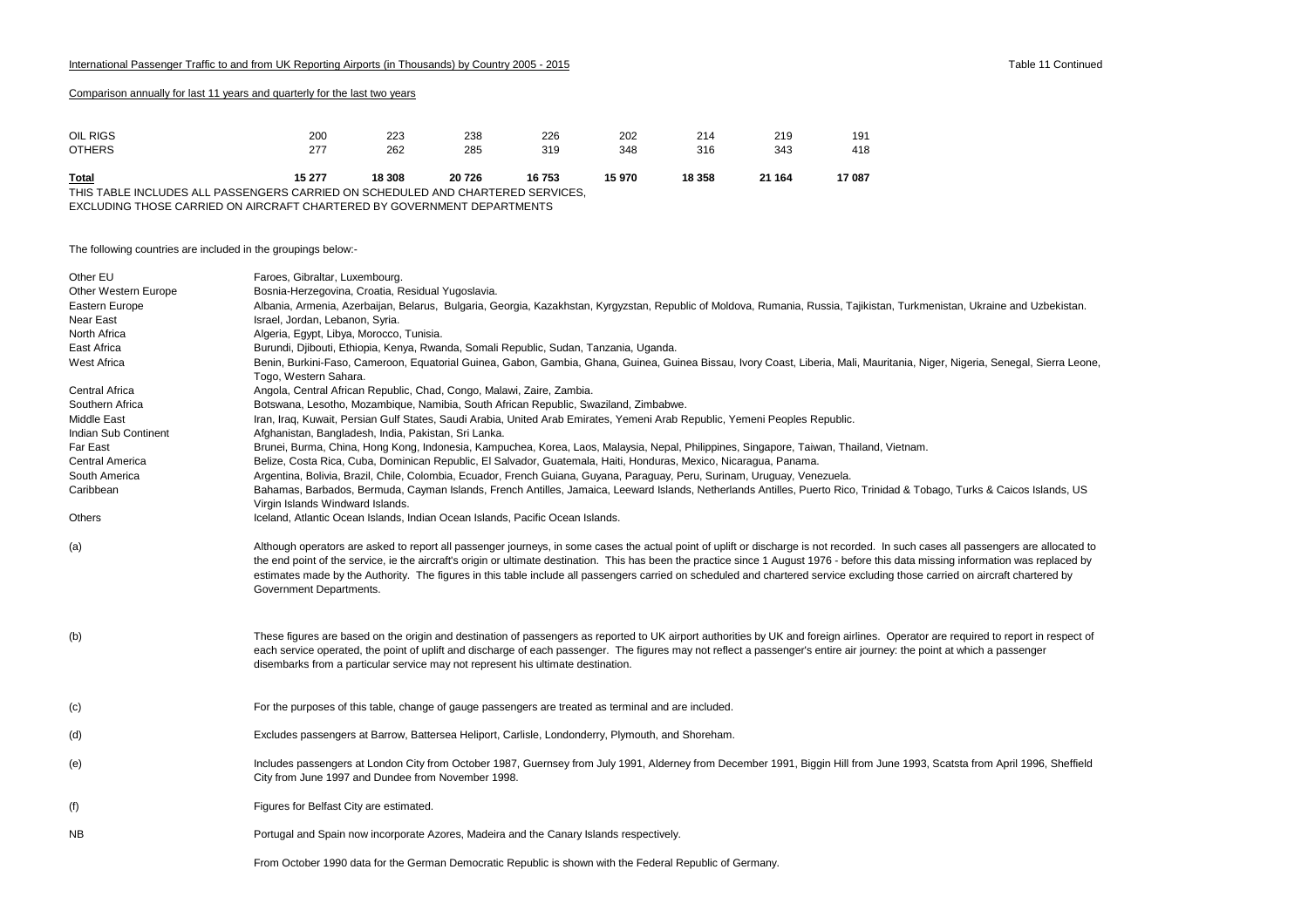International Passenger Traffic to and from UK Reporting Airports (in Thousands) by Country 2005 - 2015

Table 11 Continued

Comparison annually for last 11 years and quarterly for the last two years

| | | | | | | | | |
|---|---|---|---|---|---|---|---|---|
| OIL RIGS | 200 | 223 | 238 | 226 | 202 | 214 | 219 | 191 |
| OTHERS | 277 | 262 | 285 | 319 | 348 | 316 | 343 | 418 |
| **Total** | **15 277** | **18 308** | **20 726** | **16 753** | **15 970** | **18 358** | **21 164** | **17 087** |

THIS TABLE INCLUDES ALL PASSENGERS CARRIED ON SCHEDULED AND CHARTERED SERVICES,
EXCLUDING THOSE CARRIED ON AIRCRAFT CHARTERED BY GOVERNMENT DEPARTMENTS

The following countries are included in the groupings below:-

| | |
|---|---|
| Other EU | Faroes, Gibraltar, Luxembourg. |
| Other Western Europe | Bosnia-Herzegovina, Croatia, Residual Yugoslavia. |
| Eastern Europe | Albania, Armenia, Azerbaijan, Belarus, Bulgaria, Georgia, Kazakhstan, Kyrgyzstan, Republic of Moldova, Rumania, Russia, Tajikistan, Turkmenistan, Ukraine and Uzbekistan. |
| Near East | Israel, Jordan, Lebanon, Syria. |
| North Africa | Algeria, Egypt, Libya, Morocco, Tunisia. |
| East Africa | Burundi, Djibouti, Ethiopia, Kenya, Rwanda, Somali Republic, Sudan, Tanzania, Uganda. |
| West Africa | Benin, Burkini-Faso, Cameroon, Equatorial Guinea, Gabon, Gambia, Ghana, Guinea, Guinea Bissau, Ivory Coast, Liberia, Mali, Mauritania, Niger, Nigeria, Senegal, Sierra Leone, Togo, Western Sahara. |
| Central Africa | Angola, Central African Republic, Chad, Congo, Malawi, Zaire, Zambia. |
| Southern Africa | Botswana, Lesotho, Mozambique, Namibia, South African Republic, Swaziland, Zimbabwe. |
| Middle East | Iran, Iraq, Kuwait, Persian Gulf States, Saudi Arabia, United Arab Emirates, Yemeni Arab Republic, Yemeni Peoples Republic. |
| Indian Sub Continent | Afghanistan, Bangladesh, India, Pakistan, Sri Lanka. |
| Far East | Brunei, Burma, China, Hong Kong, Indonesia, Kampuchea, Korea, Laos, Malaysia, Nepal, Philippines, Singapore, Taiwan, Thailand, Vietnam. |
| Central America | Belize, Costa Rica, Cuba, Dominican Republic, El Salvador, Guatemala, Haiti, Honduras, Mexico, Nicaragua, Panama. |
| South America | Argentina, Bolivia, Brazil, Chile, Colombia, Ecuador, French Guiana, Guyana, Paraguay, Peru, Surinam, Uruguay, Venezuela. |
| Caribbean | Bahamas, Barbados, Bermuda, Cayman Islands, French Antilles, Jamaica, Leeward Islands, Netherlands Antilles, Puerto Rico, Trinidad & Tobago, Turks & Caicos Islands, US Virgin Islands Windward Islands. |
| Others | Iceland, Atlantic Ocean Islands, Indian Ocean Islands, Pacific Ocean Islands. |

(a) Although operators are asked to report all passenger journeys, in some cases the actual point of uplift or discharge is not recorded. In such cases all passengers are allocated to the end point of the service, ie the aircraft's origin or ultimate destination. This has been the practice since 1 August 1976 - before this data missing information was replaced by estimates made by the Authority. The figures in this table include all passengers carried on scheduled and chartered service excluding those carried on aircraft chartered by Government Departments.

(b) These figures are based on the origin and destination of passengers as reported to UK airport authorities by UK and foreign airlines. Operator are required to report in respect of each service operated, the point of uplift and discharge of each passenger. The figures may not reflect a passenger's entire air journey: the point at which a passenger disembarks from a particular service may not represent his ultimate destination.

(c) For the purposes of this table, change of gauge passengers are treated as terminal and are included.

(d) Excludes passengers at Barrow, Battersea Heliport, Carlisle, Londonderry, Plymouth, and Shoreham.

(e) Includes passengers at London City from October 1987, Guernsey from July 1991, Alderney from December 1991, Biggin Hill from June 1993, Scatsta from April 1996, Sheffield City from June 1997 and Dundee from November 1998.

(f) Figures for Belfast City are estimated.

NB Portugal and Spain now incorporate Azores, Madeira and the Canary Islands respectively.

From October 1990 data for the German Democratic Republic is shown with the Federal Republic of Germany.